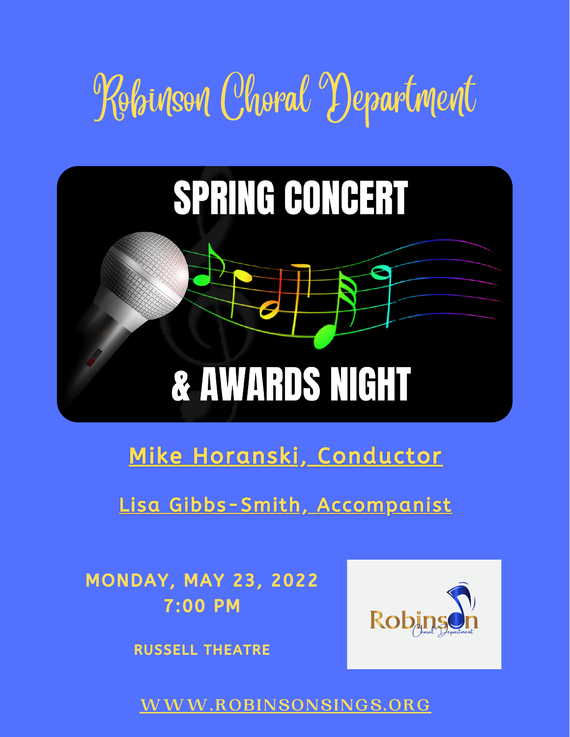# Robinson Choral Department

## SPRING CONCERT

## & AWARDS NIGHT

Mike Horanski, Conductor

Lisa Gibbs-Smith, Accompanist

**MONDAY, MAY 23, 2022**
**7:00 PM**

**RUSSELL THEATRE**

Robinson Choral Department

WWW.ROBINSONSINGS.ORG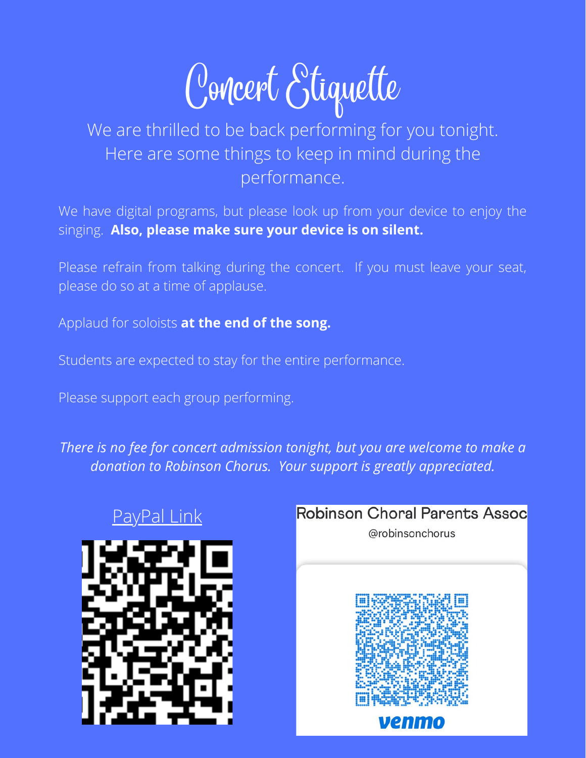# Concert Etiquette

We are thrilled to be back performing for you tonight. Here are some things to keep in mind during the performance.

We have digital programs, but please look up from your device to enjoy the singing. **Also, please make sure your device is on silent.**

Please refrain from talking during the concert. If you must leave your seat, please do so at a time of applause.

Applaud for soloists **at the end of the song.**

Students are expected to stay for the entire performance.

Please support each group performing.

*There is no fee for concert admission tonight, but you are welcome to make a donation to Robinson Chorus. Your support is greatly appreciated.*

PayPal Link

Robinson Choral Parents Assoc

@robinsonchorus

venmo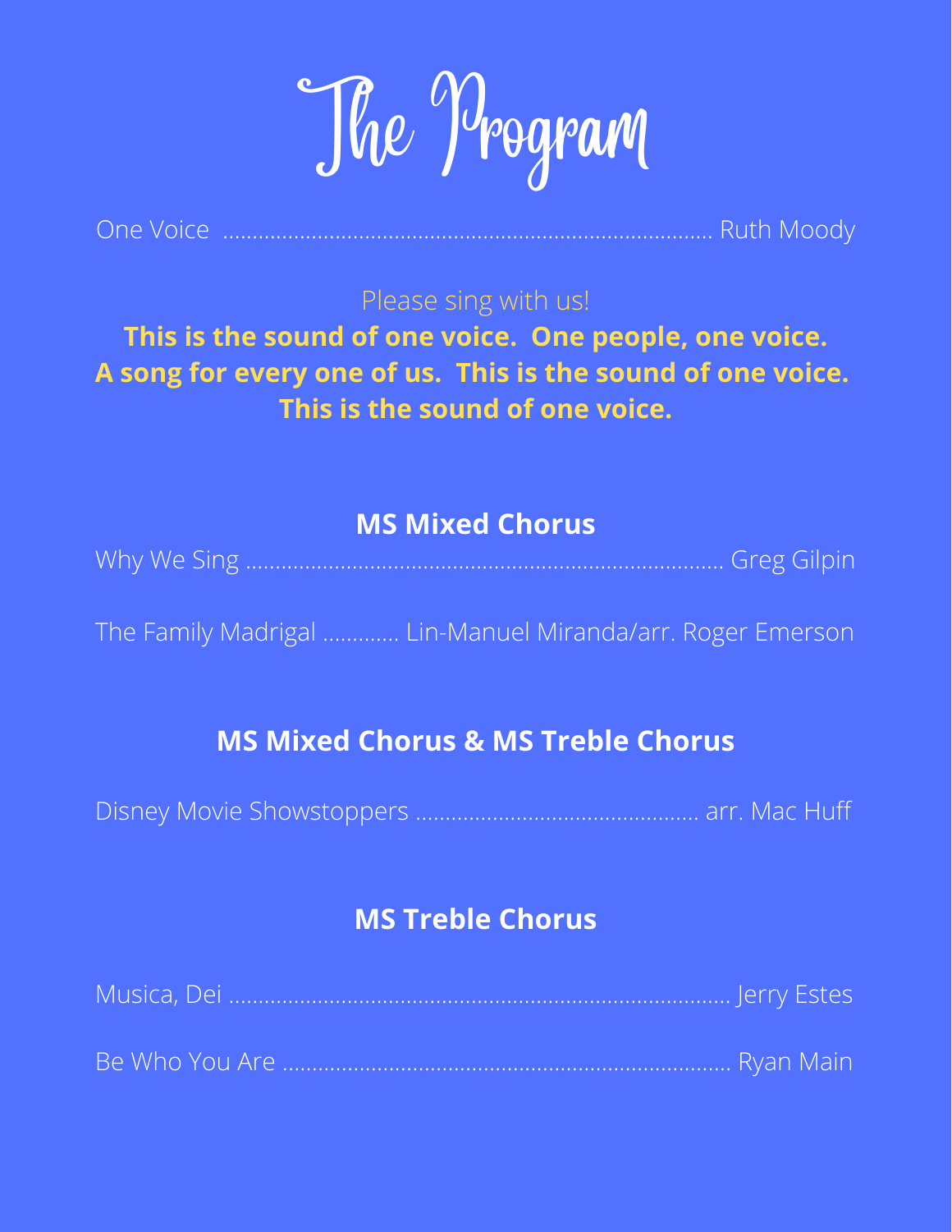# The Program

One Voice ........................................................................................ Ruth Moody

Please sing with us!

**This is the sound of one voice. One people, one voice.**
**A song for every one of us. This is the sound of one voice.**
**This is the sound of one voice.**

## MS Mixed Chorus

Why We Sing ........................................................................................ Greg Gilpin

The Family Madrigal ............. Lin-Manuel Miranda/arr. Roger Emerson

## MS Mixed Chorus & MS Treble Chorus

Disney Movie Showstoppers ............................................... arr. Mac Huff

## MS Treble Chorus

Musica, Dei ........................................................................................ Jerry Estes

Be Who You Are ........................................................................... Ryan Main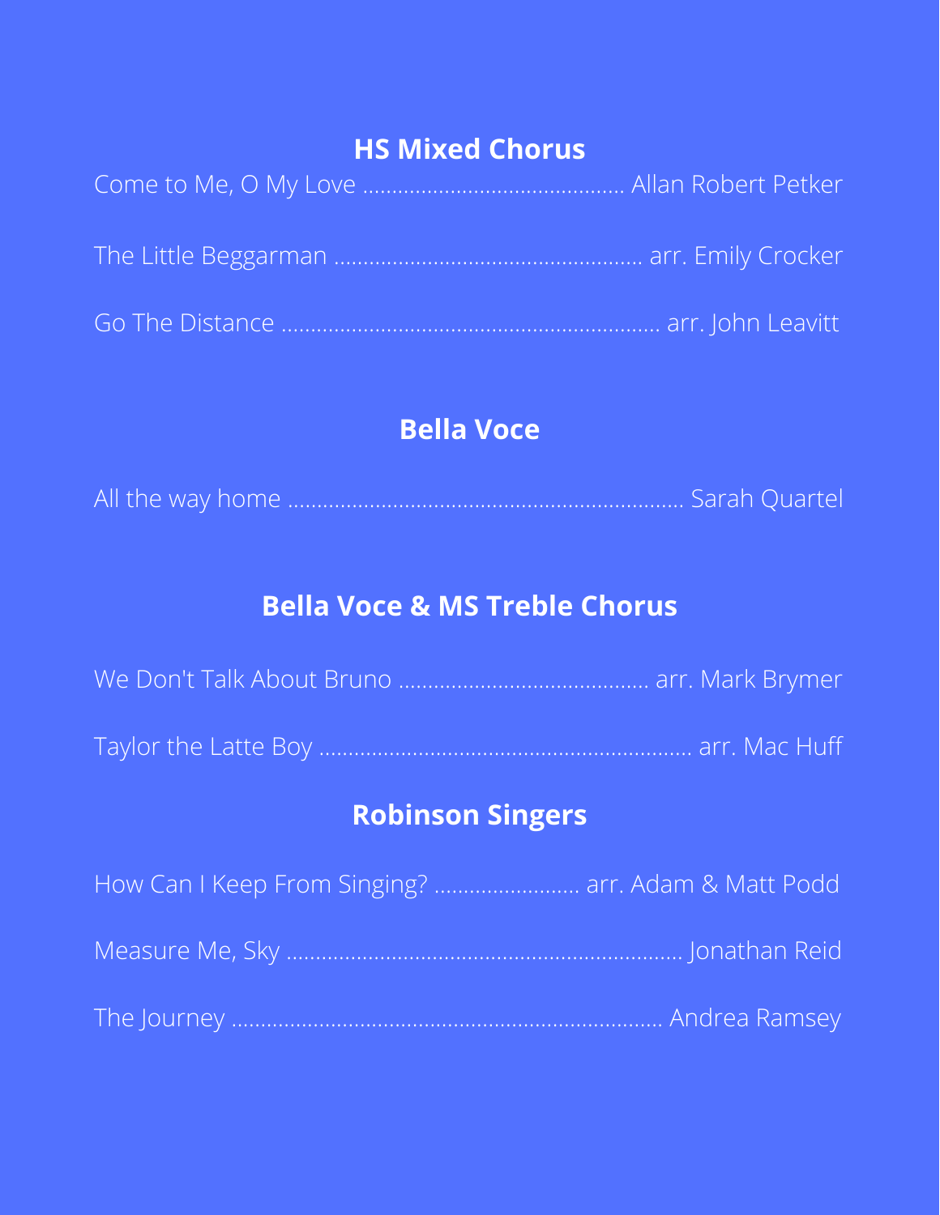## HS Mixed Chorus

Come to Me, O My Love ........................................... Allan Robert Petker

The Little Beggarman ................................................... arr. Emily Crocker

Go The Distance ............................................................... arr. John Leavitt

## Bella Voce

All the way home ................................................................. Sarah Quartel

## Bella Voce & MS Treble Chorus

We Don't Talk About Bruno ......................................... arr. Mark Brymer

Taylor the Latte Boy ............................................................. arr. Mac Huff

## Robinson Singers

How Can I Keep From Singing? ........................ arr. Adam & Matt Podd

Measure Me, Sky ................................................................. Jonathan Reid

The Journey ....................................................................... Andrea Ramsey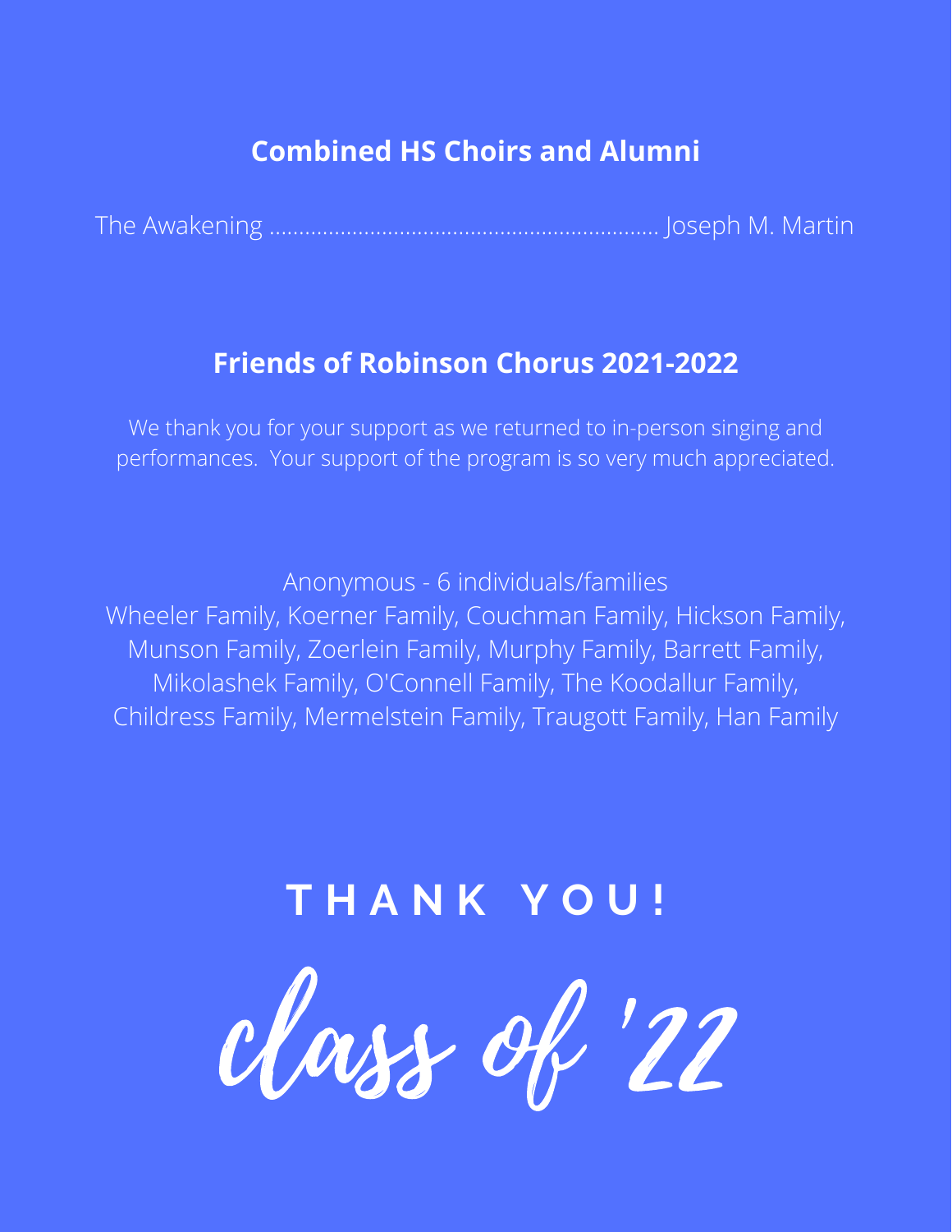## Combined HS Choirs and Alumni

The Awakening ............................................................. Joseph M. Martin

## Friends of Robinson Chorus 2021-2022

We thank you for your support as we returned to in-person singing and performances. Your support of the program is so very much appreciated.

Anonymous - 6 individuals/families
Wheeler Family, Koerner Family, Couchman Family, Hickson Family, Munson Family, Zoerlein Family, Murphy Family, Barrett Family, Mikolashek Family, O'Connell Family, The Koodallur Family, Childress Family, Mermelstein Family, Traugott Family, Han Family

**THANK YOU!**

*class of '22*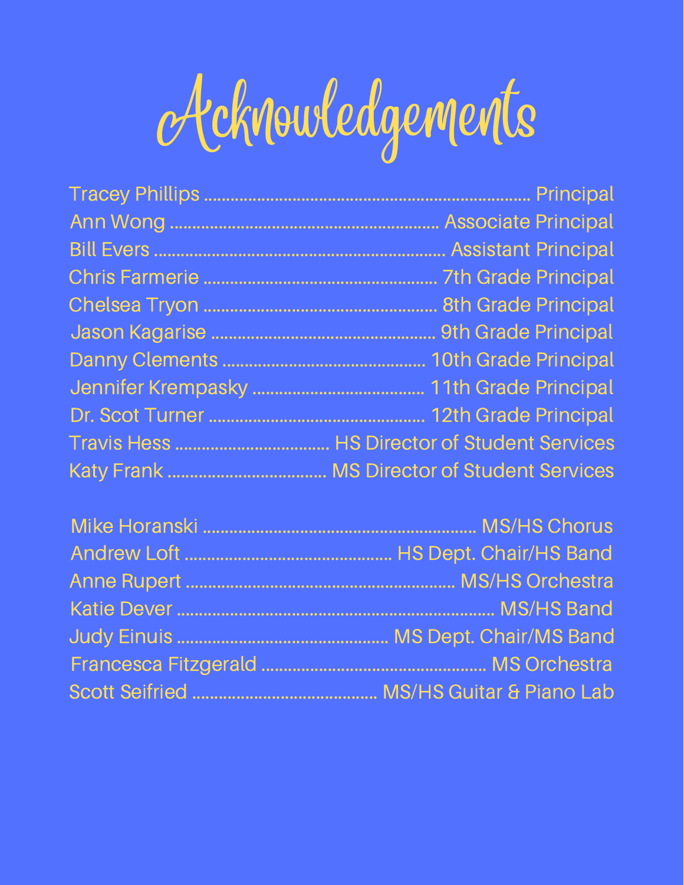# Acknowledgements

Tracey Phillips ........................................................................ Principal
Ann Wong ........................................................... Associate Principal
Bill Evers ............................................................... Assistant Principal
Chris Farmerie .................................................... 7th Grade Principal
Chelsea Tryon .................................................... 8th Grade Principal
Jason Kagarise .................................................. 9th Grade Principal
Danny Clements ............................................. 10th Grade Principal
Jennifer Krempasky ..................................... 11th Grade Principal
Dr. Scot Turner ................................................ 12th Grade Principal
Travis Hess .................................. HS Director of Student Services
Katy Frank ................................... MS Director of Student Services

Mike Horanski ............................................................ MS/HS Chorus
Andrew Loft ............................................. HS Dept. Chair/HS Band
Anne Rupert ............................................................ MS/HS Orchestra
Katie Dever ....................................................................... MS/HS Band
Judy Einuis ............................................... MS Dept. Chair/MS Band
Francesca Fitzgerald .................................................. MS Orchestra
Scott Seifried ......................................... MS/HS Guitar & Piano Lab